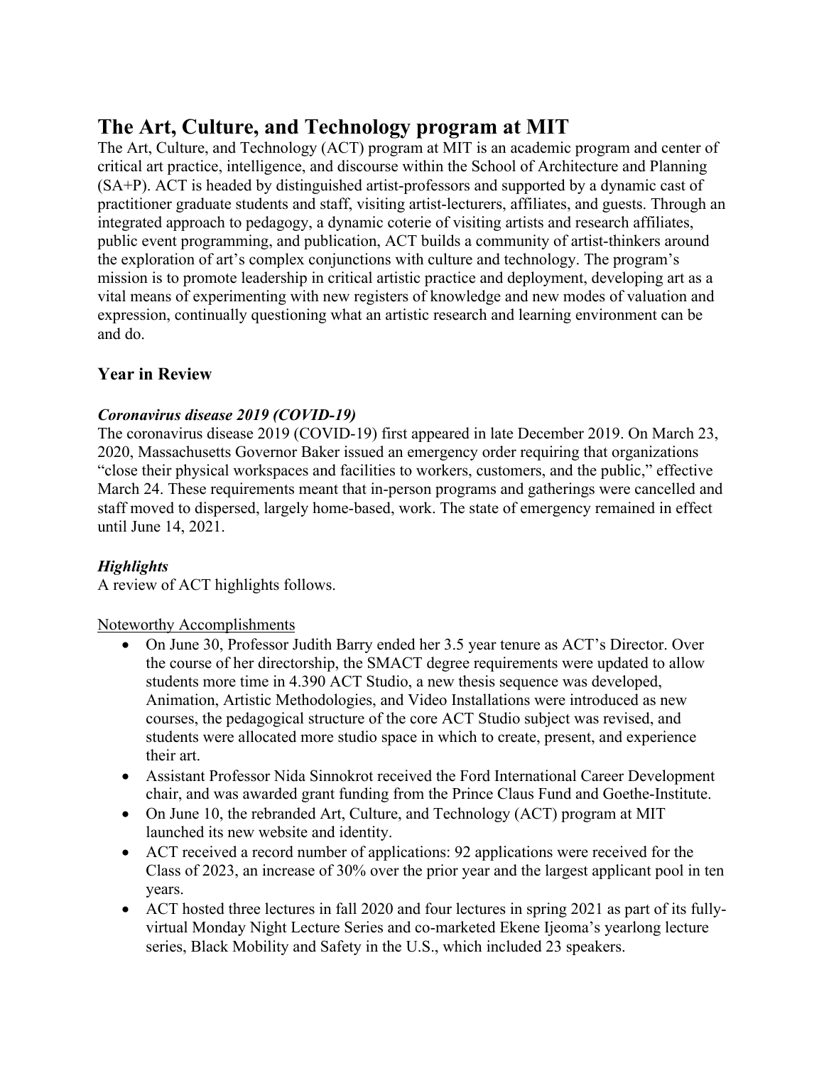# The Art, Culture, and Technology program at MIT

The Art, Culture, and Technology (ACT) program at MIT is an academic program and center of critical art practice, intelligence, and discourse within the School of Architecture and Planning (SA+P). ACT is headed by distinguished artist-professors and supported by a dynamic cast of practitioner graduate students and staff, visiting artist-lecturers, affiliates, and guests. Through an integrated approach to pedagogy, a dynamic coterie of visiting artists and research affiliates, public event programming, and publication, ACT builds a community of artist-thinkers around the exploration of art's complex conjunctions with culture and technology. The program's mission is to promote leadership in critical artistic practice and deployment, developing art as a vital means of experimenting with new registers of knowledge and new modes of valuation and expression, continually questioning what an artistic research and learning environment can be and do.

## Year in Review

### *Coronavirus disease 2019 (COVID-19)*

The coronavirus disease 2019 (COVID-19) first appeared in late December 2019. On March 23, 2020, Massachusetts Governor Baker issued an emergency order requiring that organizations "close their physical workspaces and facilities to workers, customers, and the public," effective March 24. These requirements meant that in-person programs and gatherings were cancelled and staff moved to dispersed, largely home-based, work. The state of emergency remained in effect until June 14, 2021.

### *Highlights*

A review of ACT highlights follows.

<u>Noteworthy Accomplishments</u>

- On June 30, Professor Judith Barry ended her 3.5 year tenure as ACT's Director. Over the course of her directorship, the SMACT degree requirements were updated to allow students more time in 4.390 ACT Studio, a new thesis sequence was developed, Animation, Artistic Methodologies, and Video Installations were introduced as new courses, the pedagogical structure of the core ACT Studio subject was revised, and students were allocated more studio space in which to create, present, and experience their art.
- Assistant Professor Nida Sinnokrot received the Ford International Career Development chair, and was awarded grant funding from the Prince Claus Fund and Goethe-Institute.
- On June 10, the rebranded Art, Culture, and Technology (ACT) program at MIT launched its new website and identity.
- ACT received a record number of applications: 92 applications were received for the Class of 2023, an increase of 30% over the prior year and the largest applicant pool in ten years.
- ACT hosted three lectures in fall 2020 and four lectures in spring 2021 as part of its fully-virtual Monday Night Lecture Series and co-marketed Ekene Ijeoma's yearlong lecture series, Black Mobility and Safety in the U.S., which included 23 speakers.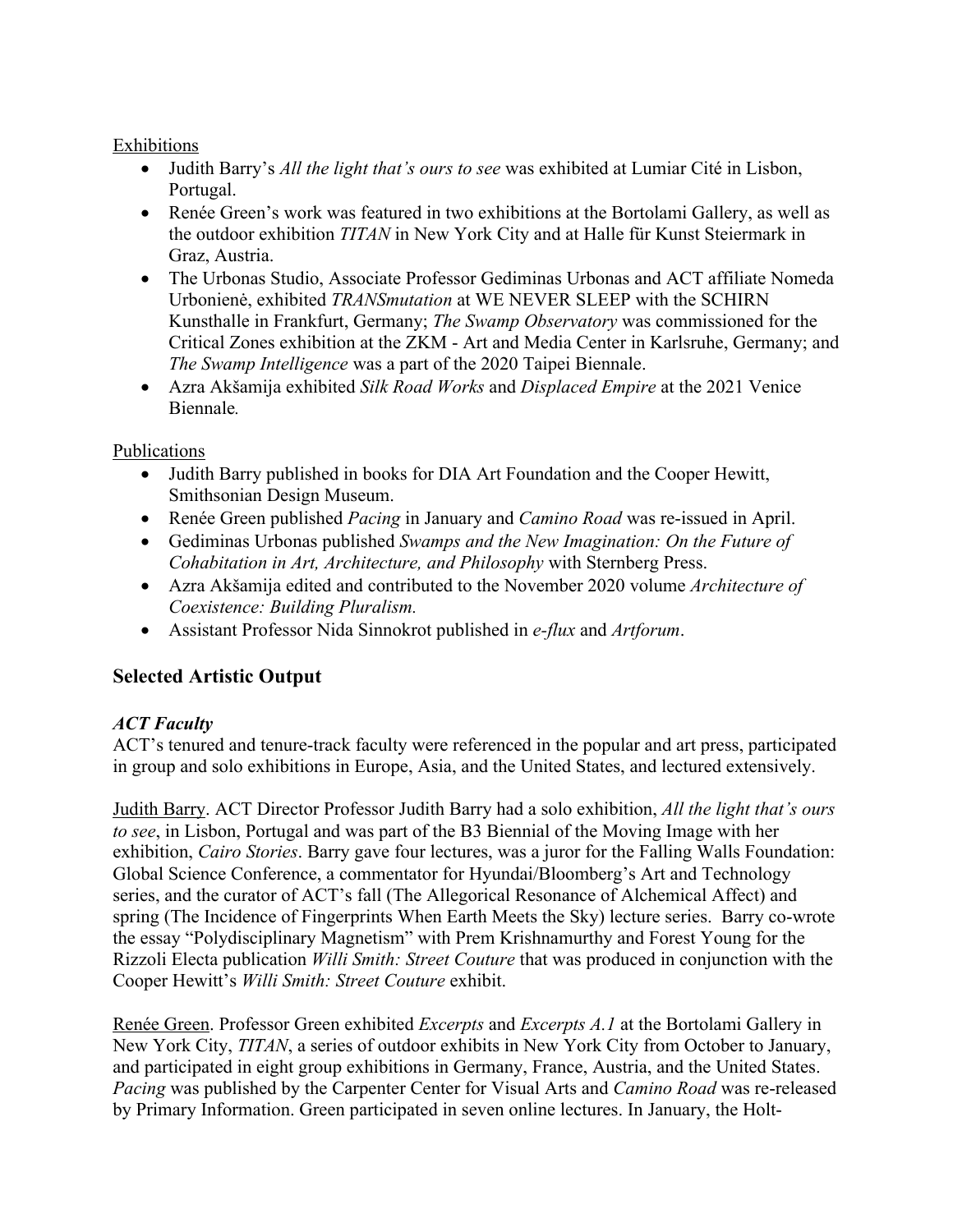Exhibitions

- Judith Barry's *All the light that's ours to see* was exhibited at Lumiar Cité in Lisbon, Portugal.
- Renée Green's work was featured in two exhibitions at the Bortolami Gallery, as well as the outdoor exhibition *TITAN* in New York City and at Halle für Kunst Steiermark in Graz, Austria.
- The Urbonas Studio, Associate Professor Gediminas Urbonas and ACT affiliate Nomeda Urbonienė, exhibited *TRANSmutation* at WE NEVER SLEEP with the SCHIRN Kunsthalle in Frankfurt, Germany; *The Swamp Observatory* was commissioned for the Critical Zones exhibition at the ZKM - Art and Media Center in Karlsruhe, Germany; and *The Swamp Intelligence* was a part of the 2020 Taipei Biennale.
- Azra Akšamija exhibited *Silk Road Works* and *Displaced Empire* at the 2021 Venice Biennale.

Publications

- Judith Barry published in books for DIA Art Foundation and the Cooper Hewitt, Smithsonian Design Museum.
- Renée Green published *Pacing* in January and *Camino Road* was re-issued in April.
- Gediminas Urbonas published *Swamps and the New Imagination: On the Future of Cohabitation in Art, Architecture, and Philosophy* with Sternberg Press.
- Azra Akšamija edited and contributed to the November 2020 volume *Architecture of Coexistence: Building Pluralism.*
- Assistant Professor Nida Sinnokrot published in *e-flux* and *Artforum*.

## Selected Artistic Output

### *ACT Faculty*

ACT's tenured and tenure-track faculty were referenced in the popular and art press, participated in group and solo exhibitions in Europe, Asia, and the United States, and lectured extensively.

Judith Barry. ACT Director Professor Judith Barry had a solo exhibition, *All the light that's ours to see*, in Lisbon, Portugal and was part of the B3 Biennial of the Moving Image with her exhibition, *Cairo Stories*. Barry gave four lectures, was a juror for the Falling Walls Foundation: Global Science Conference, a commentator for Hyundai/Bloomberg's Art and Technology series, and the curator of ACT's fall (The Allegorical Resonance of Alchemical Affect) and spring (The Incidence of Fingerprints When Earth Meets the Sky) lecture series. Barry co-wrote the essay "Polydisciplinary Magnetism" with Prem Krishnamurthy and Forest Young for the Rizzoli Electa publication *Willi Smith: Street Couture* that was produced in conjunction with the Cooper Hewitt's *Willi Smith: Street Couture* exhibit.

Renée Green. Professor Green exhibited *Excerpts* and *Excerpts A.1* at the Bortolami Gallery in New York City, *TITAN*, a series of outdoor exhibits in New York City from October to January, and participated in eight group exhibitions in Germany, France, Austria, and the United States. *Pacing* was published by the Carpenter Center for Visual Arts and *Camino Road* was re-released by Primary Information. Green participated in seven online lectures. In January, the Holt-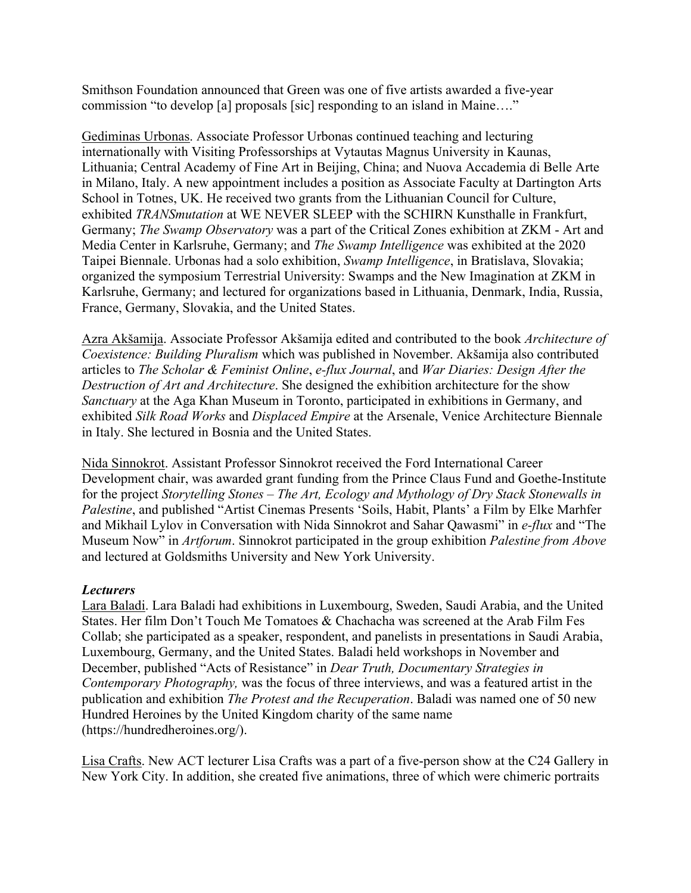Smithson Foundation announced that Green was one of five artists awarded a five-year commission "to develop [a] proposals [sic] responding to an island in Maine…."

Gediminas Urbonas. Associate Professor Urbonas continued teaching and lecturing internationally with Visiting Professorships at Vytautas Magnus University in Kaunas, Lithuania; Central Academy of Fine Art in Beijing, China; and Nuova Accademia di Belle Arte in Milano, Italy. A new appointment includes a position as Associate Faculty at Dartington Arts School in Totnes, UK. He received two grants from the Lithuanian Council for Culture, exhibited *TRANSmutation* at WE NEVER SLEEP with the SCHIRN Kunsthalle in Frankfurt, Germany; *The Swamp Observatory* was a part of the Critical Zones exhibition at ZKM - Art and Media Center in Karlsruhe, Germany; and *The Swamp Intelligence* was exhibited at the 2020 Taipei Biennale. Urbonas had a solo exhibition, *Swamp Intelligence*, in Bratislava, Slovakia; organized the symposium Terrestrial University: Swamps and the New Imagination at ZKM in Karlsruhe, Germany; and lectured for organizations based in Lithuania, Denmark, India, Russia, France, Germany, Slovakia, and the United States.

Azra Akšamija. Associate Professor Akšamija edited and contributed to the book *Architecture of Coexistence: Building Pluralism* which was published in November. Akšamija also contributed articles to *The Scholar & Feminist Online*, *e-flux Journal*, and *War Diaries: Design After the Destruction of Art and Architecture*. She designed the exhibition architecture for the show *Sanctuary* at the Aga Khan Museum in Toronto, participated in exhibitions in Germany, and exhibited *Silk Road Works* and *Displaced Empire* at the Arsenale, Venice Architecture Biennale in Italy. She lectured in Bosnia and the United States.

Nida Sinnokrot. Assistant Professor Sinnokrot received the Ford International Career Development chair, was awarded grant funding from the Prince Claus Fund and Goethe-Institute for the project *Storytelling Stones – The Art, Ecology and Mythology of Dry Stack Stonewalls in Palestine*, and published "Artist Cinemas Presents 'Soils, Habit, Plants' a Film by Elke Marhfer and Mikhail Lylov in Conversation with Nida Sinnokrot and Sahar Qawasmi" in *e-flux* and "The Museum Now" in *Artforum*. Sinnokrot participated in the group exhibition *Palestine from Above* and lectured at Goldsmiths University and New York University.

***Lecturers***

Lara Baladi. Lara Baladi had exhibitions in Luxembourg, Sweden, Saudi Arabia, and the United States. Her film Don't Touch Me Tomatoes & Chachacha was screened at the Arab Film Fes Collab; she participated as a speaker, respondent, and panelists in presentations in Saudi Arabia, Luxembourg, Germany, and the United States. Baladi held workshops in November and December, published "Acts of Resistance" in *Dear Truth, Documentary Strategies in Contemporary Photography,* was the focus of three interviews, and was a featured artist in the publication and exhibition *The Protest and the Recuperation*. Baladi was named one of 50 new Hundred Heroines by the United Kingdom charity of the same name (https://hundredheroines.org/).

Lisa Crafts. New ACT lecturer Lisa Crafts was a part of a five-person show at the C24 Gallery in New York City. In addition, she created five animations, three of which were chimeric portraits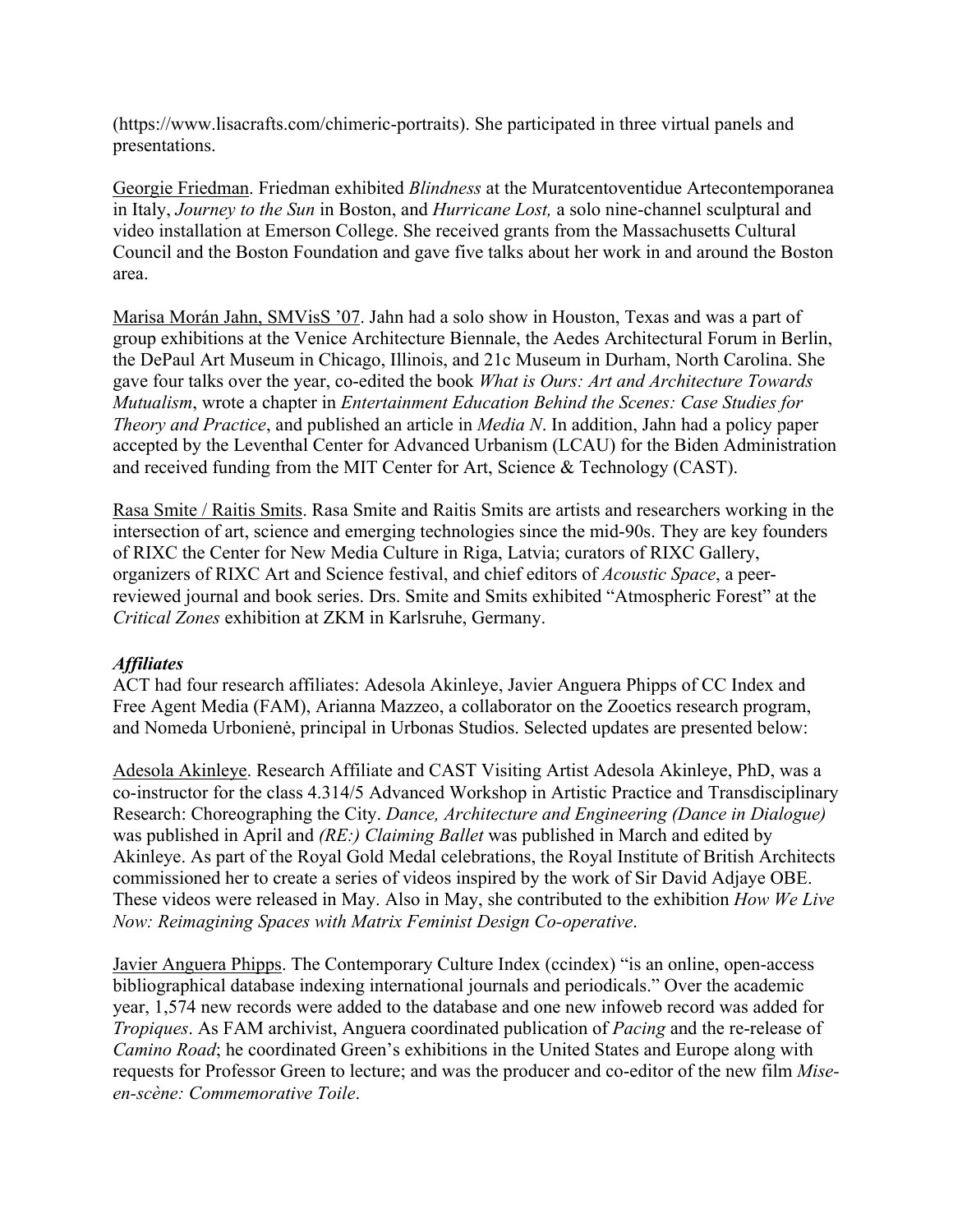(https://www.lisacrafts.com/chimeric-portraits). She participated in three virtual panels and presentations.

Georgie Friedman. Friedman exhibited *Blindness* at the Muratcentoventidue Artecontemporanea in Italy, *Journey to the Sun* in Boston, and *Hurricane Lost,* a solo nine-channel sculptural and video installation at Emerson College. She received grants from the Massachusetts Cultural Council and the Boston Foundation and gave five talks about her work in and around the Boston area.

Marisa Morán Jahn, SMVisS '07. Jahn had a solo show in Houston, Texas and was a part of group exhibitions at the Venice Architecture Biennale, the Aedes Architectural Forum in Berlin, the DePaul Art Museum in Chicago, Illinois, and 21c Museum in Durham, North Carolina. She gave four talks over the year, co-edited the book *What is Ours: Art and Architecture Towards Mutualism*, wrote a chapter in *Entertainment Education Behind the Scenes: Case Studies for Theory and Practice*, and published an article in *Media N*. In addition, Jahn had a policy paper accepted by the Leventhal Center for Advanced Urbanism (LCAU) for the Biden Administration and received funding from the MIT Center for Art, Science & Technology (CAST).

Rasa Smite / Raitis Smits. Rasa Smite and Raitis Smits are artists and researchers working in the intersection of art, science and emerging technologies since the mid-90s. They are key founders of RIXC the Center for New Media Culture in Riga, Latvia; curators of RIXC Gallery, organizers of RIXC Art and Science festival, and chief editors of *Acoustic Space*, a peer-reviewed journal and book series. Drs. Smite and Smits exhibited "Atmospheric Forest" at the *Critical Zones* exhibition at ZKM in Karlsruhe, Germany.

***Affiliates***

ACT had four research affiliates: Adesola Akinleye, Javier Anguera Phipps of CC Index and Free Agent Media (FAM), Arianna Mazzeo, a collaborator on the Zooetics research program, and Nomeda Urbonienė, principal in Urbonas Studios. Selected updates are presented below:

Adesola Akinleye. Research Affiliate and CAST Visiting Artist Adesola Akinleye, PhD, was a co-instructor for the class 4.314/5 Advanced Workshop in Artistic Practice and Transdisciplinary Research: Choreographing the City. *Dance, Architecture and Engineering (Dance in Dialogue)* was published in April and *(RE:) Claiming Ballet* was published in March and edited by Akinleye. As part of the Royal Gold Medal celebrations, the Royal Institute of British Architects commissioned her to create a series of videos inspired by the work of Sir David Adjaye OBE. These videos were released in May. Also in May, she contributed to the exhibition *How We Live Now: Reimagining Spaces with Matrix Feminist Design Co-operative*.

Javier Anguera Phipps. The Contemporary Culture Index (ccindex) "is an online, open-access bibliographical database indexing international journals and periodicals." Over the academic year, 1,574 new records were added to the database and one new infoweb record was added for *Tropiques*. As FAM archivist, Anguera coordinated publication of *Pacing* and the re-release of *Camino Road*; he coordinated Green's exhibitions in the United States and Europe along with requests for Professor Green to lecture; and was the producer and co-editor of the new film *Mise-en-scène: Commemorative Toile*.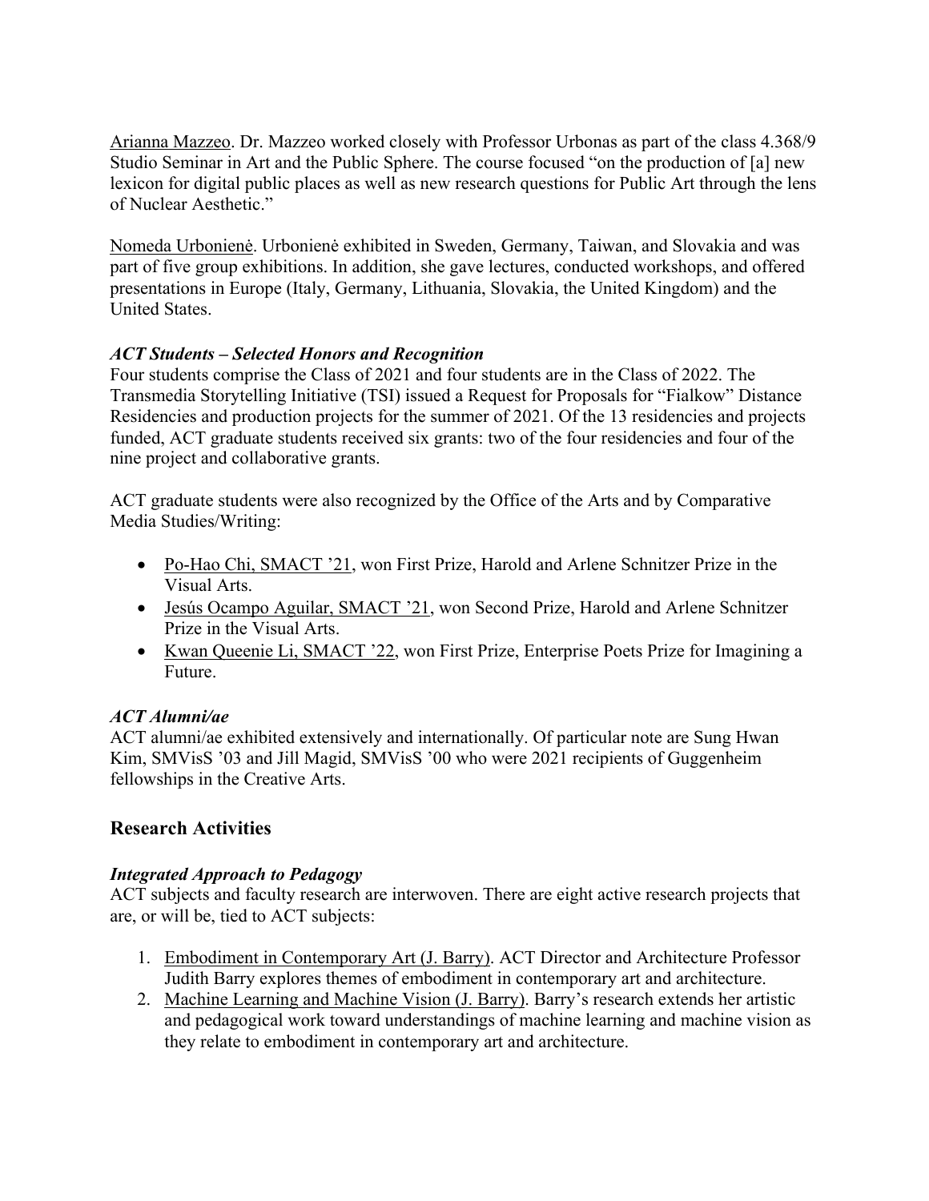Arianna Mazzeo. Dr. Mazzeo worked closely with Professor Urbonas as part of the class 4.368/9 Studio Seminar in Art and the Public Sphere. The course focused "on the production of [a] new lexicon for digital public places as well as new research questions for Public Art through the lens of Nuclear Aesthetic."

Nomeda Urbonienė. Urbonienė exhibited in Sweden, Germany, Taiwan, and Slovakia and was part of five group exhibitions. In addition, she gave lectures, conducted workshops, and offered presentations in Europe (Italy, Germany, Lithuania, Slovakia, the United Kingdom) and the United States.

### *ACT Students – Selected Honors and Recognition*

Four students comprise the Class of 2021 and four students are in the Class of 2022. The Transmedia Storytelling Initiative (TSI) issued a Request for Proposals for "Fialkow" Distance Residencies and production projects for the summer of 2021. Of the 13 residencies and projects funded, ACT graduate students received six grants: two of the four residencies and four of the nine project and collaborative grants.

ACT graduate students were also recognized by the Office of the Arts and by Comparative Media Studies/Writing:

- Po-Hao Chi, SMACT '21, won First Prize, Harold and Arlene Schnitzer Prize in the Visual Arts.
- Jesús Ocampo Aguilar, SMACT '21, won Second Prize, Harold and Arlene Schnitzer Prize in the Visual Arts.
- Kwan Queenie Li, SMACT '22, won First Prize, Enterprise Poets Prize for Imagining a Future.

### *ACT Alumni/ae*

ACT alumni/ae exhibited extensively and internationally. Of particular note are Sung Hwan Kim, SMVisS '03 and Jill Magid, SMVisS '00 who were 2021 recipients of Guggenheim fellowships in the Creative Arts.

## Research Activities

### *Integrated Approach to Pedagogy*

ACT subjects and faculty research are interwoven. There are eight active research projects that are, or will be, tied to ACT subjects:

1. Embodiment in Contemporary Art (J. Barry). ACT Director and Architecture Professor Judith Barry explores themes of embodiment in contemporary art and architecture.
2. Machine Learning and Machine Vision (J. Barry). Barry's research extends her artistic and pedagogical work toward understandings of machine learning and machine vision as they relate to embodiment in contemporary art and architecture.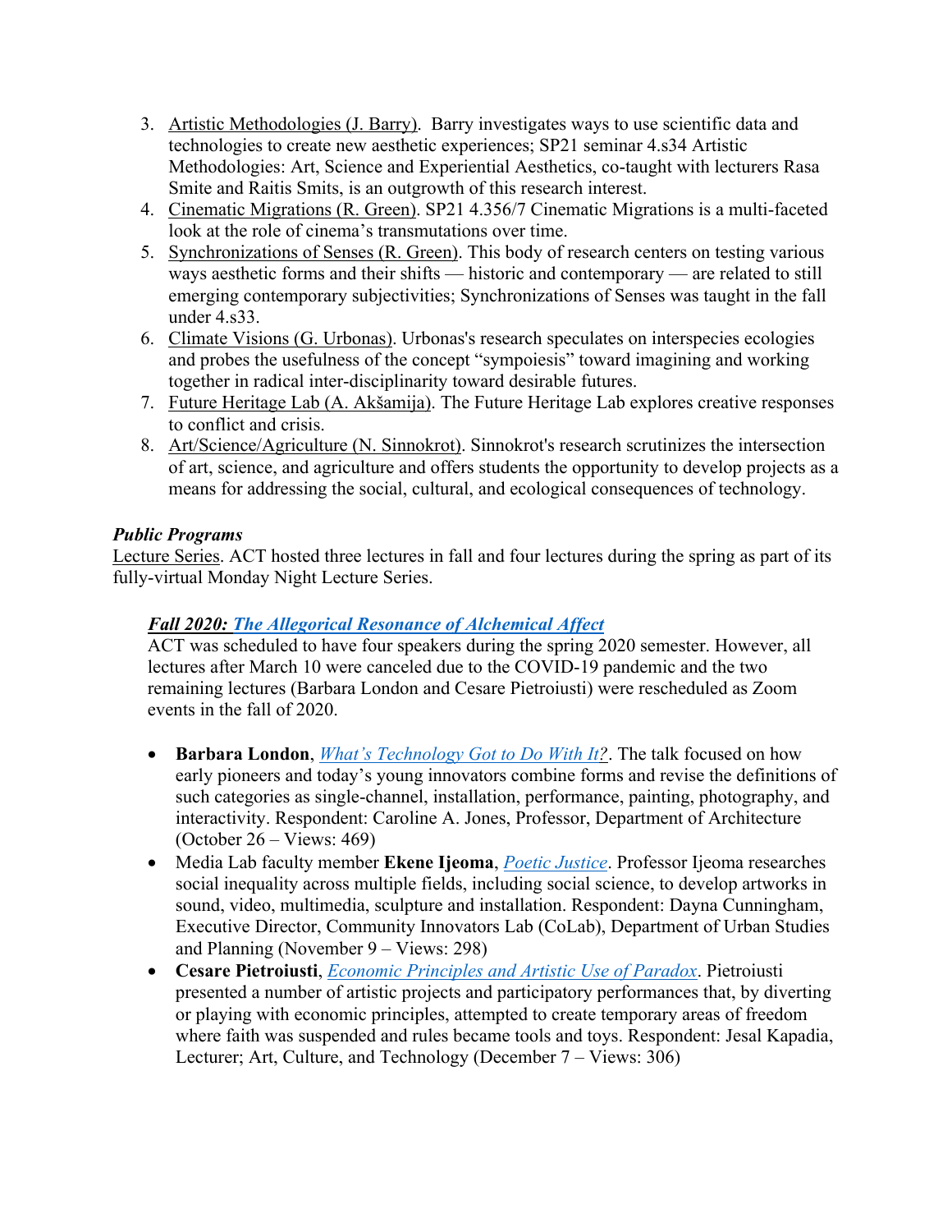3. Artistic Methodologies (J. Barry). Barry investigates ways to use scientific data and technologies to create new aesthetic experiences; SP21 seminar 4.s34 Artistic Methodologies: Art, Science and Experiential Aesthetics, co-taught with lecturers Rasa Smite and Raitis Smits, is an outgrowth of this research interest.
4. Cinematic Migrations (R. Green). SP21 4.356/7 Cinematic Migrations is a multi-faceted look at the role of cinema's transmutations over time.
5. Synchronizations of Senses (R. Green). This body of research centers on testing various ways aesthetic forms and their shifts — historic and contemporary — are related to still emerging contemporary subjectivities; Synchronizations of Senses was taught in the fall under 4.s33.
6. Climate Visions (G. Urbonas). Urbonas's research speculates on interspecies ecologies and probes the usefulness of the concept "sympoiesis" toward imagining and working together in radical inter-disciplinarity toward desirable futures.
7. Future Heritage Lab (A. Akšamija). The Future Heritage Lab explores creative responses to conflict and crisis.
8. Art/Science/Agriculture (N. Sinnokrot). Sinnokrot's research scrutinizes the intersection of art, science, and agriculture and offers students the opportunity to develop projects as a means for addressing the social, cultural, and ecological consequences of technology.

***Public Programs***

Lecture Series. ACT hosted three lectures in fall and four lectures during the spring as part of its fully-virtual Monday Night Lecture Series.

***Fall 2020: The Allegorical Resonance of Alchemical Affect***

ACT was scheduled to have four speakers during the spring 2020 semester. However, all lectures after March 10 were canceled due to the COVID-19 pandemic and the two remaining lectures (Barbara London and Cesare Pietroiusti) were rescheduled as Zoom events in the fall of 2020.

- **Barbara London**, *What's Technology Got to Do With It?*. The talk focused on how early pioneers and today's young innovators combine forms and revise the definitions of such categories as single-channel, installation, performance, painting, photography, and interactivity. Respondent: Caroline A. Jones, Professor, Department of Architecture (October 26 – Views: 469)
- Media Lab faculty member **Ekene Ijeoma**, *Poetic Justice*. Professor Ijeoma researches social inequality across multiple fields, including social science, to develop artworks in sound, video, multimedia, sculpture and installation. Respondent: Dayna Cunningham, Executive Director, Community Innovators Lab (CoLab), Department of Urban Studies and Planning (November 9 – Views: 298)
- **Cesare Pietroiusti**, *Economic Principles and Artistic Use of Paradox*. Pietroiusti presented a number of artistic projects and participatory performances that, by diverting or playing with economic principles, attempted to create temporary areas of freedom where faith was suspended and rules became tools and toys. Respondent: Jesal Kapadia, Lecturer; Art, Culture, and Technology (December 7 – Views: 306)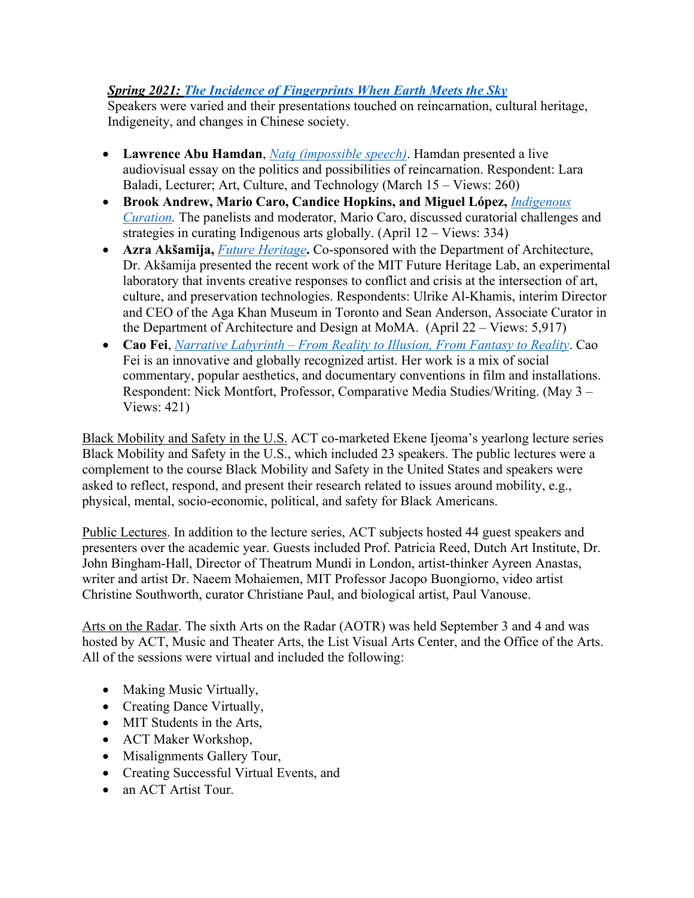***Spring 2021: The Incidence of Fingerprints When Earth Meets the Sky***

Speakers were varied and their presentations touched on reincarnation, cultural heritage, Indigeneity, and changes in Chinese society.

- **Lawrence Abu Hamdan**, *Natq (impossible speech)*. Hamdan presented a live audiovisual essay on the politics and possibilities of reincarnation. Respondent: Lara Baladi, Lecturer; Art, Culture, and Technology (March 15 – Views: 260)
- **Brook Andrew, Mario Caro, Candice Hopkins, and Miguel López,** *Indigenous Curation.* The panelists and moderator, Mario Caro, discussed curatorial challenges and strategies in curating Indigenous arts globally. (April 12 – Views: 334)
- **Azra Akšamija,** *Future Heritage***.** Co-sponsored with the Department of Architecture, Dr. Akšamija presented the recent work of the MIT Future Heritage Lab, an experimental laboratory that invents creative responses to conflict and crisis at the intersection of art, culture, and preservation technologies. Respondents: Ulrike Al-Khamis, interim Director and CEO of the Aga Khan Museum in Toronto and Sean Anderson, Associate Curator in the Department of Architecture and Design at MoMA. (April 22 – Views: 5,917)
- **Cao Fei**, *Narrative Labyrinth – From Reality to Illusion, From Fantasy to Reality*. Cao Fei is an innovative and globally recognized artist. Her work is a mix of social commentary, popular aesthetics, and documentary conventions in film and installations. Respondent: Nick Montfort, Professor, Comparative Media Studies/Writing. (May 3 – Views: 421)

Black Mobility and Safety in the U.S. ACT co-marketed Ekene Ijeoma's yearlong lecture series Black Mobility and Safety in the U.S., which included 23 speakers. The public lectures were a complement to the course Black Mobility and Safety in the United States and speakers were asked to reflect, respond, and present their research related to issues around mobility, e.g., physical, mental, socio-economic, political, and safety for Black Americans.

Public Lectures. In addition to the lecture series, ACT subjects hosted 44 guest speakers and presenters over the academic year. Guests included Prof. Patricia Reed, Dutch Art Institute, Dr. John Bingham-Hall, Director of Theatrum Mundi in London, artist-thinker Ayreen Anastas, writer and artist Dr. Naeem Mohaiemen, MIT Professor Jacopo Buongiorno, video artist Christine Southworth, curator Christiane Paul, and biological artist, Paul Vanouse.

Arts on the Radar. The sixth Arts on the Radar (AOTR) was held September 3 and 4 and was hosted by ACT, Music and Theater Arts, the List Visual Arts Center, and the Office of the Arts. All of the sessions were virtual and included the following:

- Making Music Virtually,
- Creating Dance Virtually,
- MIT Students in the Arts,
- ACT Maker Workshop,
- Misalignments Gallery Tour,
- Creating Successful Virtual Events, and
- an ACT Artist Tour.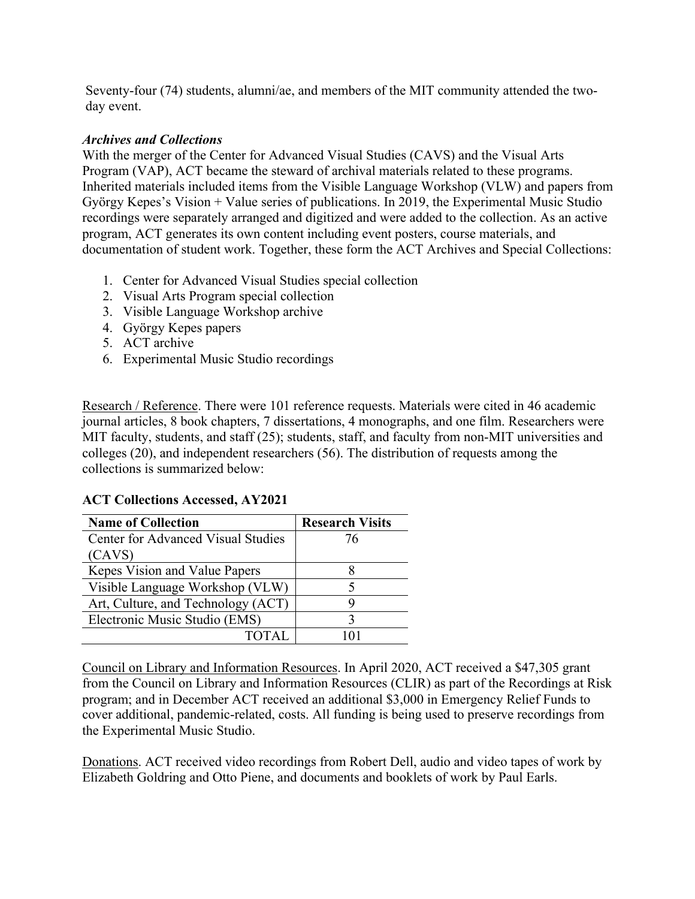Seventy-four (74) students, alumni/ae, and members of the MIT community attended the two-day event.

### *Archives and Collections*

With the merger of the Center for Advanced Visual Studies (CAVS) and the Visual Arts Program (VAP), ACT became the steward of archival materials related to these programs. Inherited materials included items from the Visible Language Workshop (VLW) and papers from György Kepes's Vision + Value series of publications. In 2019, the Experimental Music Studio recordings were separately arranged and digitized and were added to the collection. As an active program, ACT generates its own content including event posters, course materials, and documentation of student work. Together, these form the ACT Archives and Special Collections:

1. Center for Advanced Visual Studies special collection
2. Visual Arts Program special collection
3. Visible Language Workshop archive
4. György Kepes papers
5. ACT archive
6. Experimental Music Studio recordings

Research / Reference. There were 101 reference requests. Materials were cited in 46 academic journal articles, 8 book chapters, 7 dissertations, 4 monographs, and one film. Researchers were MIT faculty, students, and staff (25); students, staff, and faculty from non-MIT universities and colleges (20), and independent researchers (56). The distribution of requests among the collections is summarized below:

**ACT Collections Accessed, AY2021**

| Name of Collection | Research Visits |
|---|---|
| Center for Advanced Visual Studies (CAVS) | 76 |
| Kepes Vision and Value Papers | 8 |
| Visible Language Workshop (VLW) | 5 |
| Art, Culture, and Technology (ACT) | 9 |
| Electronic Music Studio (EMS) | 3 |
| TOTAL | 101 |

Council on Library and Information Resources. In April 2020, ACT received a $47,305 grant from the Council on Library and Information Resources (CLIR) as part of the Recordings at Risk program; and in December ACT received an additional $3,000 in Emergency Relief Funds to cover additional, pandemic-related, costs. All funding is being used to preserve recordings from the Experimental Music Studio.

Donations. ACT received video recordings from Robert Dell, audio and video tapes of work by Elizabeth Goldring and Otto Piene, and documents and booklets of work by Paul Earls.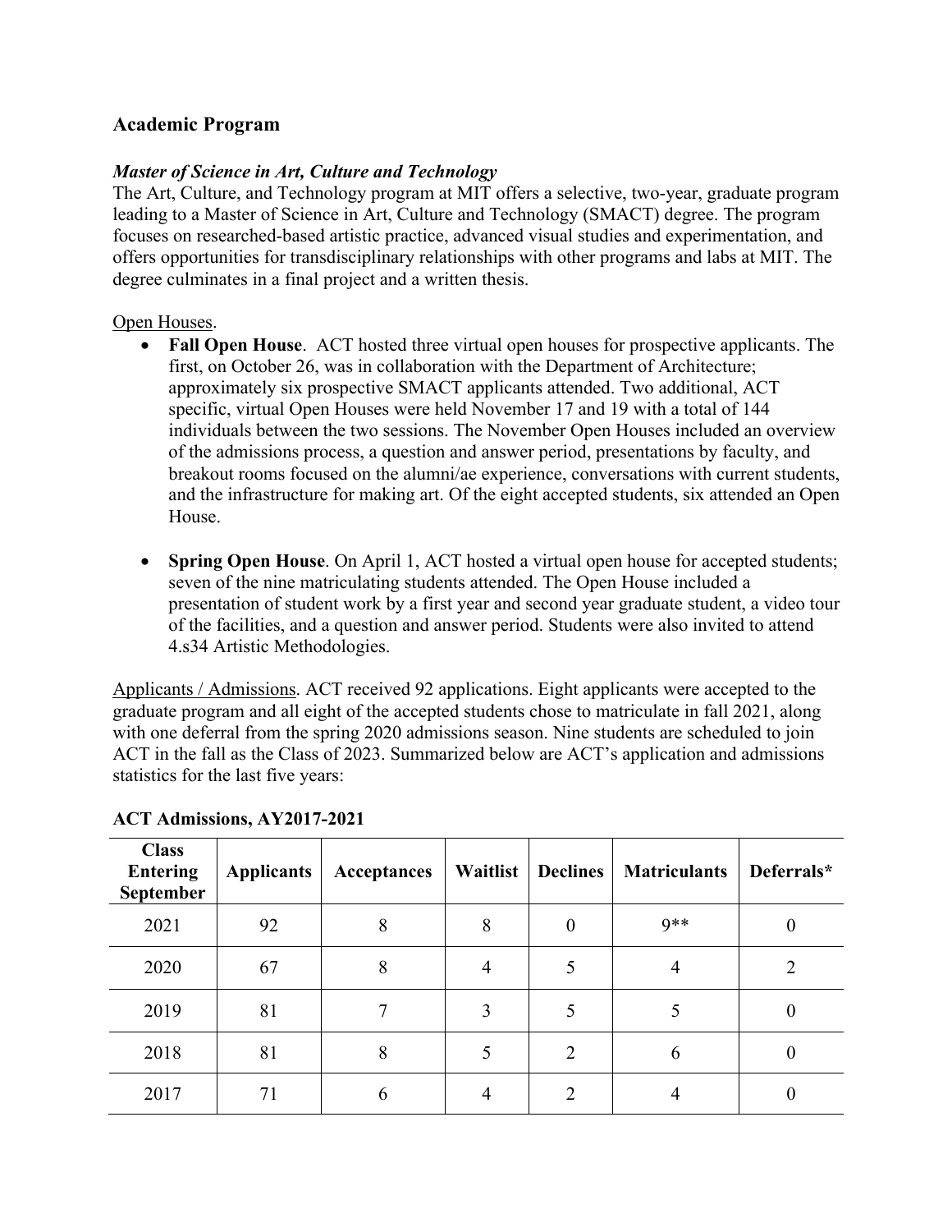## Academic Program

***Master of Science in Art, Culture and Technology***

The Art, Culture, and Technology program at MIT offers a selective, two-year, graduate program leading to a Master of Science in Art, Culture and Technology (SMACT) degree. The program focuses on researched-based artistic practice, advanced visual studies and experimentation, and offers opportunities for transdisciplinary relationships with other programs and labs at MIT. The degree culminates in a final project and a written thesis.

Open Houses.

- **Fall Open House**. ACT hosted three virtual open houses for prospective applicants. The first, on October 26, was in collaboration with the Department of Architecture; approximately six prospective SMACT applicants attended. Two additional, ACT specific, virtual Open Houses were held November 17 and 19 with a total of 144 individuals between the two sessions. The November Open Houses included an overview of the admissions process, a question and answer period, presentations by faculty, and breakout rooms focused on the alumni/ae experience, conversations with current students, and the infrastructure for making art. Of the eight accepted students, six attended an Open House.

- **Spring Open House**. On April 1, ACT hosted a virtual open house for accepted students; seven of the nine matriculating students attended. The Open House included a presentation of student work by a first year and second year graduate student, a video tour of the facilities, and a question and answer period. Students were also invited to attend 4.s34 Artistic Methodologies.

Applicants / Admissions. ACT received 92 applications. Eight applicants were accepted to the graduate program and all eight of the accepted students chose to matriculate in fall 2021, along with one deferral from the spring 2020 admissions season. Nine students are scheduled to join ACT in the fall as the Class of 2023. Summarized below are ACT's application and admissions statistics for the last five years:

**ACT Admissions, AY2017-2021**

| Class Entering September | Applicants | Acceptances | Waitlist | Declines | Matriculants | Deferrals* |
|---|---|---|---|---|---|---|
| 2021 | 92 | 8 | 8 | 0 | 9** | 0 |
| 2020 | 67 | 8 | 4 | 5 | 4 | 2 |
| 2019 | 81 | 7 | 3 | 5 | 5 | 0 |
| 2018 | 81 | 8 | 5 | 2 | 6 | 0 |
| 2017 | 71 | 6 | 4 | 2 | 4 | 0 |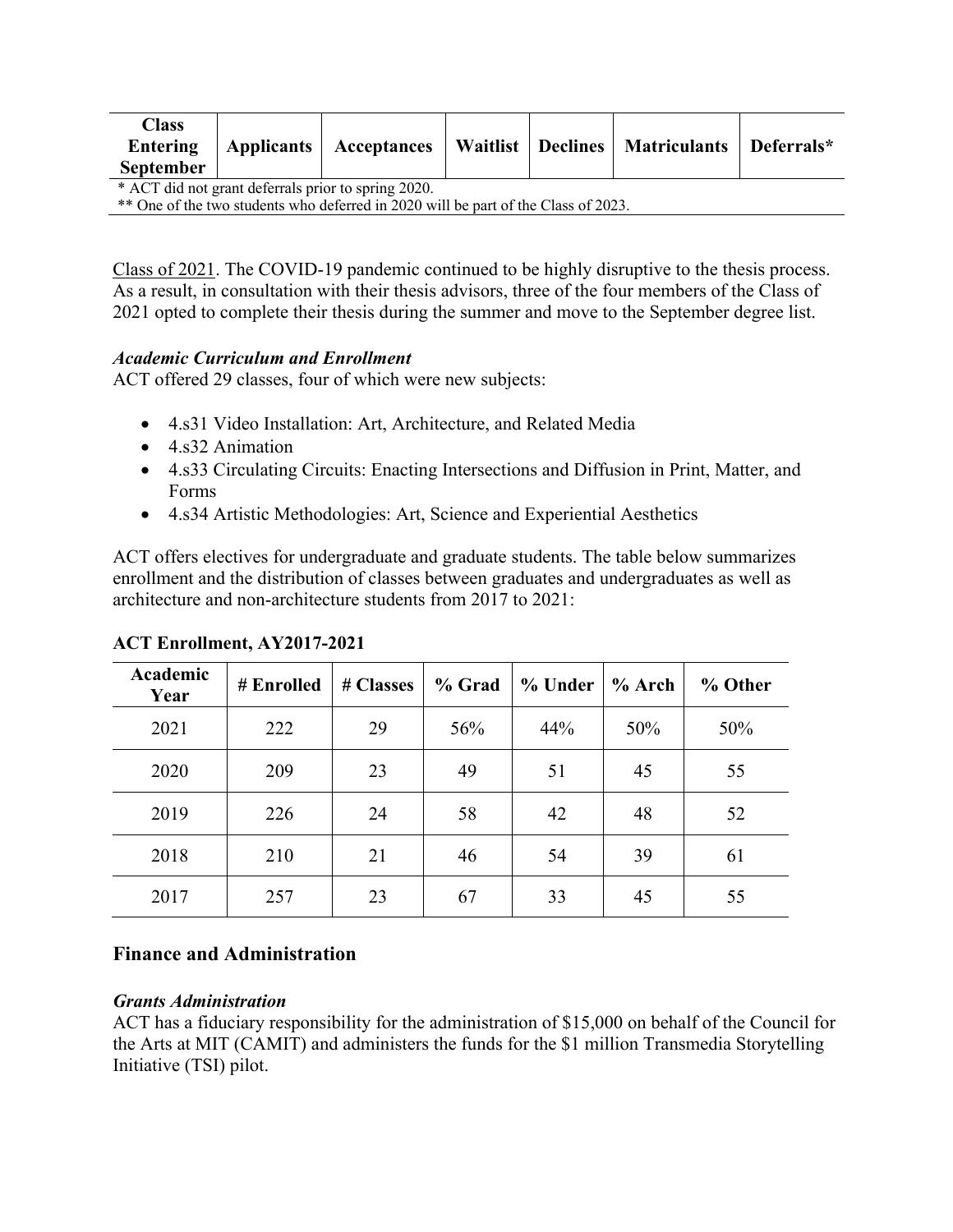| Class Entering September | Applicants | Acceptances | Waitlist | Declines | Matriculants | Deferrals* |
|---|---|---|---|---|---|---|

\* ACT did not grant deferrals prior to spring 2020.
\*\* One of the two students who deferred in 2020 will be part of the Class of 2023.

Class of 2021. The COVID-19 pandemic continued to be highly disruptive to the thesis process. As a result, in consultation with their thesis advisors, three of the four members of the Class of 2021 opted to complete their thesis during the summer and move to the September degree list.

### *Academic Curriculum and Enrollment*

ACT offered 29 classes, four of which were new subjects:

- 4.s31 Video Installation: Art, Architecture, and Related Media
- 4.s32 Animation
- 4.s33 Circulating Circuits: Enacting Intersections and Diffusion in Print, Matter, and Forms
- 4.s34 Artistic Methodologies: Art, Science and Experiential Aesthetics

ACT offers electives for undergraduate and graduate students. The table below summarizes enrollment and the distribution of classes between graduates and undergraduates as well as architecture and non-architecture students from 2017 to 2021:

**ACT Enrollment, AY2017-2021**

| Academic Year | # Enrolled | # Classes | % Grad | % Under | % Arch | % Other |
|---|---|---|---|---|---|---|
| 2021 | 222 | 29 | 56% | 44% | 50% | 50% |
| 2020 | 209 | 23 | 49 | 51 | 45 | 55 |
| 2019 | 226 | 24 | 58 | 42 | 48 | 52 |
| 2018 | 210 | 21 | 46 | 54 | 39 | 61 |
| 2017 | 257 | 23 | 67 | 33 | 45 | 55 |

## Finance and Administration

### *Grants Administration*

ACT has a fiduciary responsibility for the administration of $15,000 on behalf of the Council for the Arts at MIT (CAMIT) and administers the funds for the $1 million Transmedia Storytelling Initiative (TSI) pilot.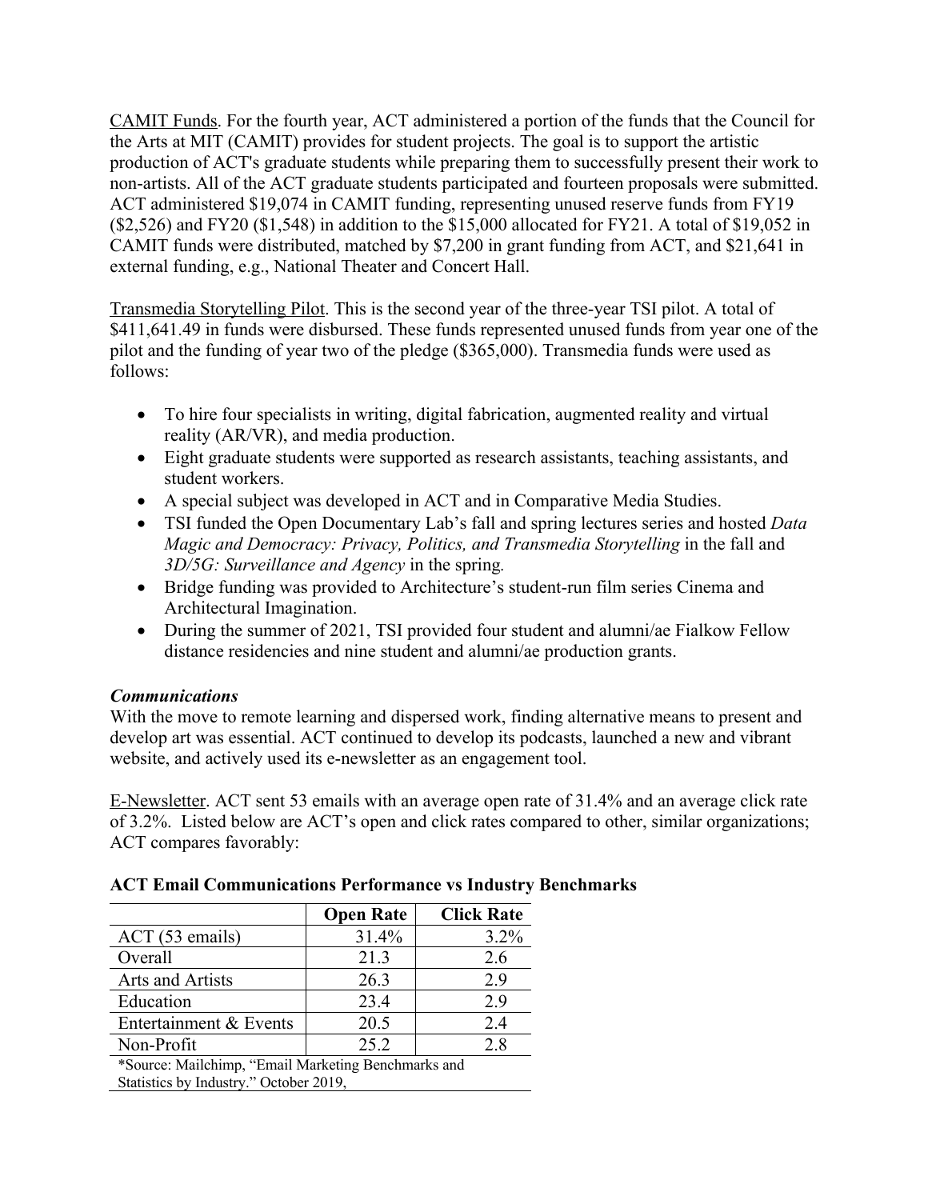<u>CAMIT Funds</u>. For the fourth year, ACT administered a portion of the funds that the Council for the Arts at MIT (CAMIT) provides for student projects. The goal is to support the artistic production of ACT's graduate students while preparing them to successfully present their work to non-artists. All of the ACT graduate students participated and fourteen proposals were submitted. ACT administered $19,074 in CAMIT funding, representing unused reserve funds from FY19 ($2,526) and FY20 ($1,548) in addition to the $15,000 allocated for FY21. A total of $19,052 in CAMIT funds were distributed, matched by $7,200 in grant funding from ACT, and $21,641 in external funding, e.g., National Theater and Concert Hall.

<u>Transmedia Storytelling Pilot</u>. This is the second year of the three-year TSI pilot. A total of $411,641.49 in funds were disbursed. These funds represented unused funds from year one of the pilot and the funding of year two of the pledge ($365,000). Transmedia funds were used as follows:

- To hire four specialists in writing, digital fabrication, augmented reality and virtual reality (AR/VR), and media production.
- Eight graduate students were supported as research assistants, teaching assistants, and student workers.
- A special subject was developed in ACT and in Comparative Media Studies.
- TSI funded the Open Documentary Lab's fall and spring lectures series and hosted *Data Magic and Democracy: Privacy, Politics, and Transmedia Storytelling* in the fall and *3D/5G: Surveillance and Agency* in the spring.
- Bridge funding was provided to Architecture's student-run film series Cinema and Architectural Imagination.
- During the summer of 2021, TSI provided four student and alumni/ae Fialkow Fellow distance residencies and nine student and alumni/ae production grants.

### *Communications*

With the move to remote learning and dispersed work, finding alternative means to present and develop art was essential. ACT continued to develop its podcasts, launched a new and vibrant website, and actively used its e-newsletter as an engagement tool.

<u>E-Newsletter</u>. ACT sent 53 emails with an average open rate of 31.4% and an average click rate of 3.2%. Listed below are ACT's open and click rates compared to other, similar organizations; ACT compares favorably:

**ACT Email Communications Performance vs Industry Benchmarks**

| | Open Rate | Click Rate |
|---|---|---|
| ACT (53 emails) | 31.4% | 3.2% |
| Overall | 21.3 | 2.6 |
| Arts and Artists | 26.3 | 2.9 |
| Education | 23.4 | 2.9 |
| Entertainment & Events | 20.5 | 2.4 |
| Non-Profit | 25.2 | 2.8 |

*Source: Mailchimp, "Email Marketing Benchmarks and Statistics by Industry." October 2019,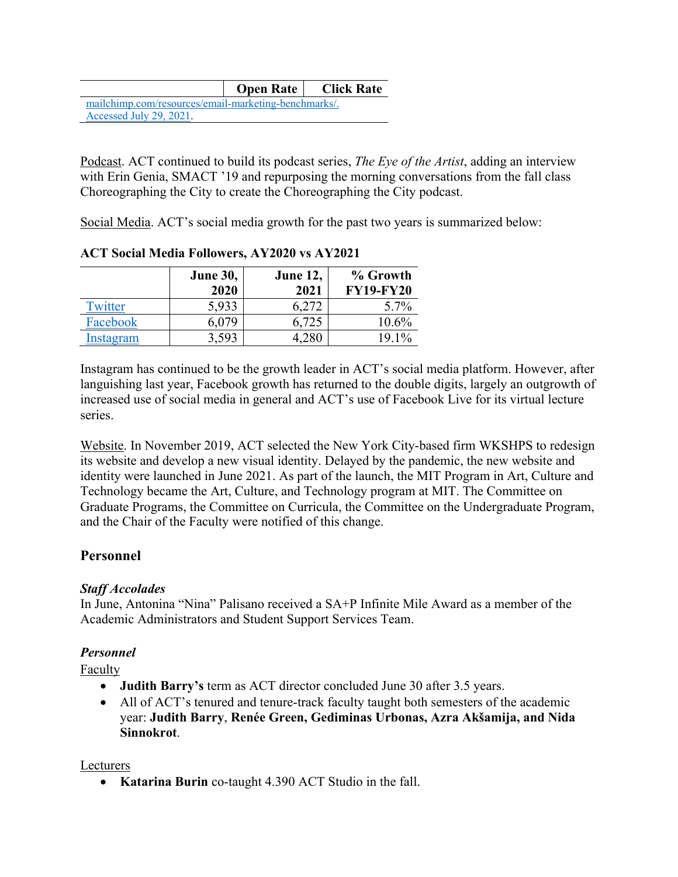| | Open Rate | Click Rate |
|---|---|---|
| mailchimp.com/resources/email-marketing-benchmarks/. Accessed July 29, 2021. | | |

Podcast. ACT continued to build its podcast series, *The Eye of the Artist*, adding an interview with Erin Genia, SMACT '19 and repurposing the morning conversations from the fall class Choreographing the City to create the Choreographing the City podcast.

Social Media. ACT's social media growth for the past two years is summarized below:

**ACT Social Media Followers, AY2020 vs AY2021**

| | June 30, 2020 | June 12, 2021 | % Growth FY19-FY20 |
|---|---|---|---|
| Twitter | 5,933 | 6,272 | 5.7% |
| Facebook | 6,079 | 6,725 | 10.6% |
| Instagram | 3,593 | 4,280 | 19.1% |

Instagram has continued to be the growth leader in ACT's social media platform. However, after languishing last year, Facebook growth has returned to the double digits, largely an outgrowth of increased use of social media in general and ACT's use of Facebook Live for its virtual lecture series.

Website. In November 2019, ACT selected the New York City-based firm WKSHPS to redesign its website and develop a new visual identity. Delayed by the pandemic, the new website and identity were launched in June 2021. As part of the launch, the MIT Program in Art, Culture and Technology became the Art, Culture, and Technology program at MIT. The Committee on Graduate Programs, the Committee on Curricula, the Committee on the Undergraduate Program, and the Chair of the Faculty were notified of this change.

## Personnel

### *Staff Accolades*

In June, Antonina "Nina" Palisano received a SA+P Infinite Mile Award as a member of the Academic Administrators and Student Support Services Team.

### *Personnel*

Faculty

- **Judith Barry's** term as ACT director concluded June 30 after 3.5 years.
- All of ACT's tenured and tenure-track faculty taught both semesters of the academic year: **Judith Barry**, **Renée Green, Gediminas Urbonas, Azra Akšamija, and Nida Sinnokrot**.

Lecturers

- **Katarina Burin** co-taught 4.390 ACT Studio in the fall.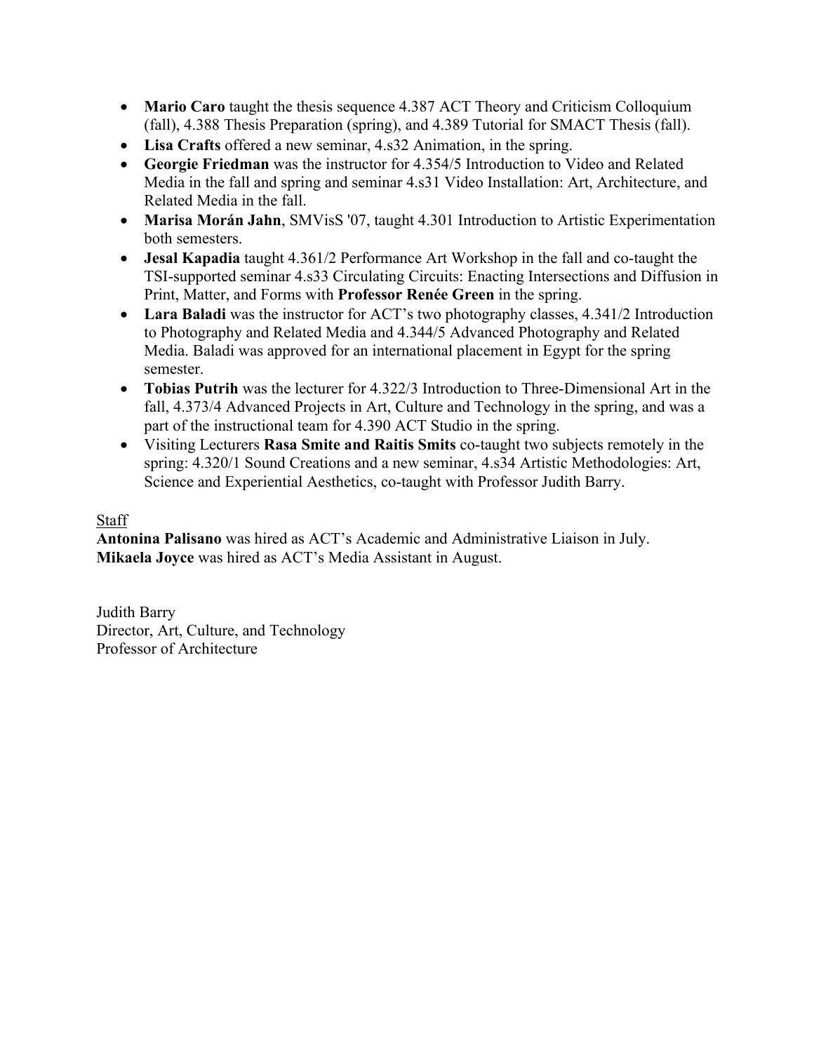- **Mario Caro** taught the thesis sequence 4.387 ACT Theory and Criticism Colloquium (fall), 4.388 Thesis Preparation (spring), and 4.389 Tutorial for SMACT Thesis (fall).
- **Lisa Crafts** offered a new seminar, 4.s32 Animation, in the spring.
- **Georgie Friedman** was the instructor for 4.354/5 Introduction to Video and Related Media in the fall and spring and seminar 4.s31 Video Installation: Art, Architecture, and Related Media in the fall.
- **Marisa Morán Jahn**, SMVisS '07, taught 4.301 Introduction to Artistic Experimentation both semesters.
- **Jesal Kapadia** taught 4.361/2 Performance Art Workshop in the fall and co-taught the TSI-supported seminar 4.s33 Circulating Circuits: Enacting Intersections and Diffusion in Print, Matter, and Forms with **Professor Renée Green** in the spring.
- **Lara Baladi** was the instructor for ACT's two photography classes, 4.341/2 Introduction to Photography and Related Media and 4.344/5 Advanced Photography and Related Media. Baladi was approved for an international placement in Egypt for the spring semester.
- **Tobias Putrih** was the lecturer for 4.322/3 Introduction to Three-Dimensional Art in the fall, 4.373/4 Advanced Projects in Art, Culture and Technology in the spring, and was a part of the instructional team for 4.390 ACT Studio in the spring.
- Visiting Lecturers **Rasa Smite and Raitis Smits** co-taught two subjects remotely in the spring: 4.320/1 Sound Creations and a new seminar, 4.s34 Artistic Methodologies: Art, Science and Experiential Aesthetics, co-taught with Professor Judith Barry.

Staff

**Antonina Palisano** was hired as ACT's Academic and Administrative Liaison in July.
**Mikaela Joyce** was hired as ACT's Media Assistant in August.

Judith Barry
Director, Art, Culture, and Technology
Professor of Architecture